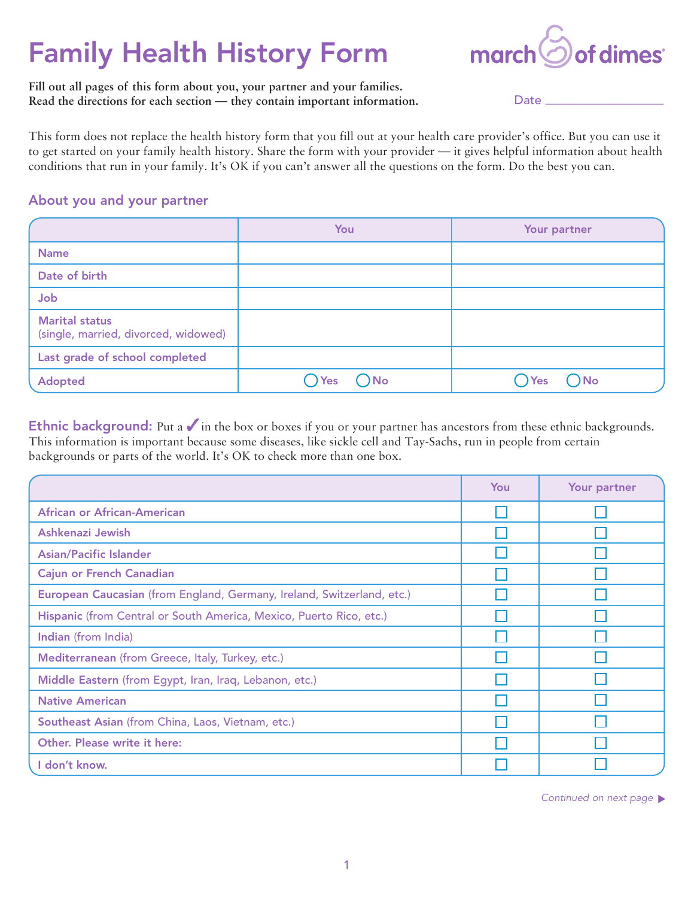# Family Health History Form

march of dimes

**Fill out all pages of this form about you, your partner and your families. Read the directions for each section — they contain important information.**

Date ___________________

This form does not replace the health history form that you fill out at your health care provider's office. But you can use it to get started on your family health history. Share the form with your provider — it gives helpful information about health conditions that run in your family. It's OK if you can't answer all the questions on the form. Do the best you can.

## About you and your partner

| | You | Your partner |
|---|---|---|
| Name | | |
| Date of birth | | |
| Job | | |
| Marital status (single, married, divorced, widowed) | | |
| Last grade of school completed | | |
| Adopted | ◯ Yes ◯ No | ◯ Yes ◯ No |

**Ethnic background:** Put a ✓ in the box or boxes if you or your partner has ancestors from these ethnic backgrounds. This information is important because some diseases, like sickle cell and Tay-Sachs, run in people from certain backgrounds or parts of the world. It's OK to check more than one box.

| | You | Your partner |
|---|---|---|
| African or African-American | ☐ | ☐ |
| Ashkenazi Jewish | ☐ | ☐ |
| Asian/Pacific Islander | ☐ | ☐ |
| Cajun or French Canadian | ☐ | ☐ |
| European Caucasian (from England, Germany, Ireland, Switzerland, etc.) | ☐ | ☐ |
| Hispanic (from Central or South America, Mexico, Puerto Rico, etc.) | ☐ | ☐ |
| Indian (from India) | ☐ | ☐ |
| Mediterranean (from Greece, Italy, Turkey, etc.) | ☐ | ☐ |
| Middle Eastern (from Egypt, Iran, Iraq, Lebanon, etc.) | ☐ | ☐ |
| Native American | ☐ | ☐ |
| Southeast Asian (from China, Laos, Vietnam, etc.) | ☐ | ☐ |
| Other. Please write it here: | ☐ | ☐ |
| I don't know. | ☐ | ☐ |

*Continued on next page* ▶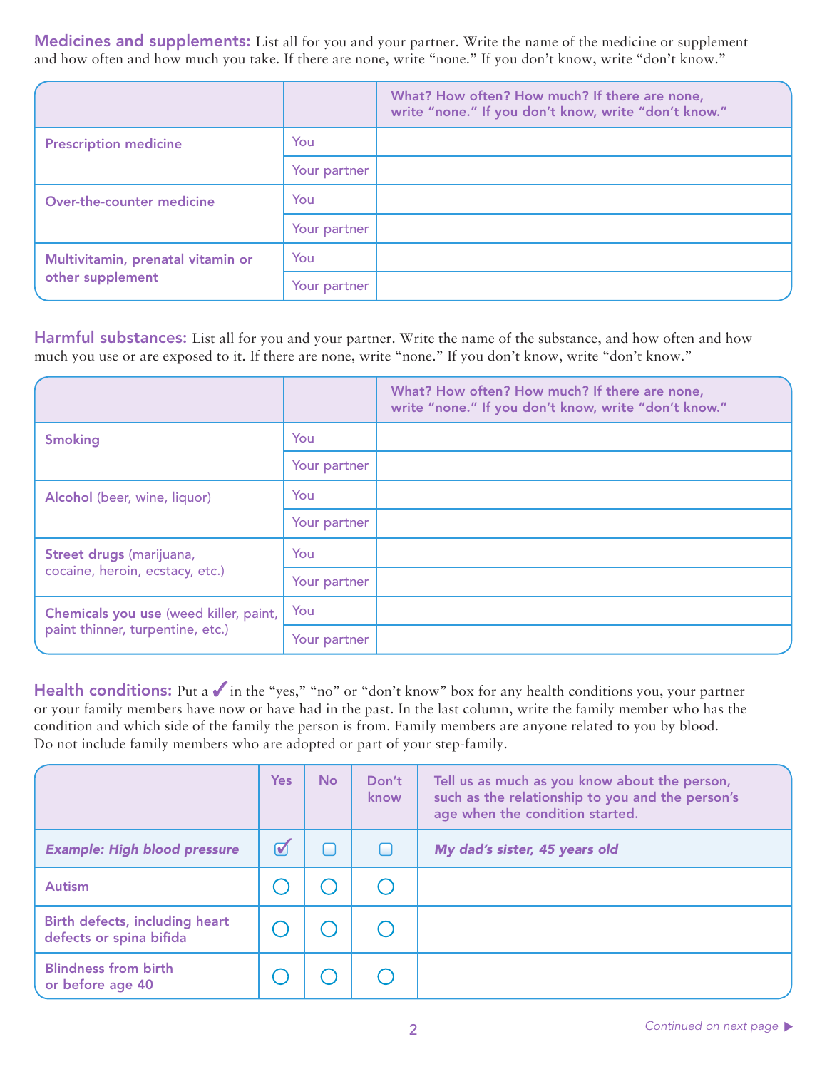**Medicines and supplements:** List all for you and your partner. Write the name of the medicine or supplement and how often and how much you take. If there are none, write "none." If you don't know, write "don't know."

| | | What? How often? How much? If there are none, write "none." If you don't know, write "don't know." |
|---|---|---|
| Prescription medicine | You | |
| | Your partner | |
| Over-the-counter medicine | You | |
| | Your partner | |
| Multivitamin, prenatal vitamin or other supplement | You | |
| | Your partner | |

**Harmful substances:** List all for you and your partner. Write the name of the substance, and how often and how much you use or are exposed to it. If there are none, write "none." If you don't know, write "don't know."

| | | What? How often? How much? If there are none, write "none." If you don't know, write "don't know." |
|---|---|---|
| Smoking | You | |
| | Your partner | |
| Alcohol (beer, wine, liquor) | You | |
| | Your partner | |
| Street drugs (marijuana, cocaine, heroin, ecstacy, etc.) | You | |
| | Your partner | |
| Chemicals you use (weed killer, paint, paint thinner, turpentine, etc.) | You | |
| | Your partner | |

**Health conditions:** Put a ✓ in the "yes," "no" or "don't know" box for any health conditions you, your partner or your family members have now or have had in the past. In the last column, write the family member who has the condition and which side of the family the person is from. Family members are anyone related to you by blood. Do not include family members who are adopted or part of your step-family.

| | Yes | No | Don't know | Tell us as much as you know about the person, such as the relationship to you and the person's age when the condition started. |
|---|---|---|---|---|
| *Example: High blood pressure* | ☑ | ☐ | ☐ | *My dad's sister, 45 years old* |
| Autism | ○ | ○ | ○ | |
| Birth defects, including heart defects or spina bifida | ○ | ○ | ○ | |
| Blindness from birth or before age 40 | ○ | ○ | ○ | |

*Continued on next page* ▶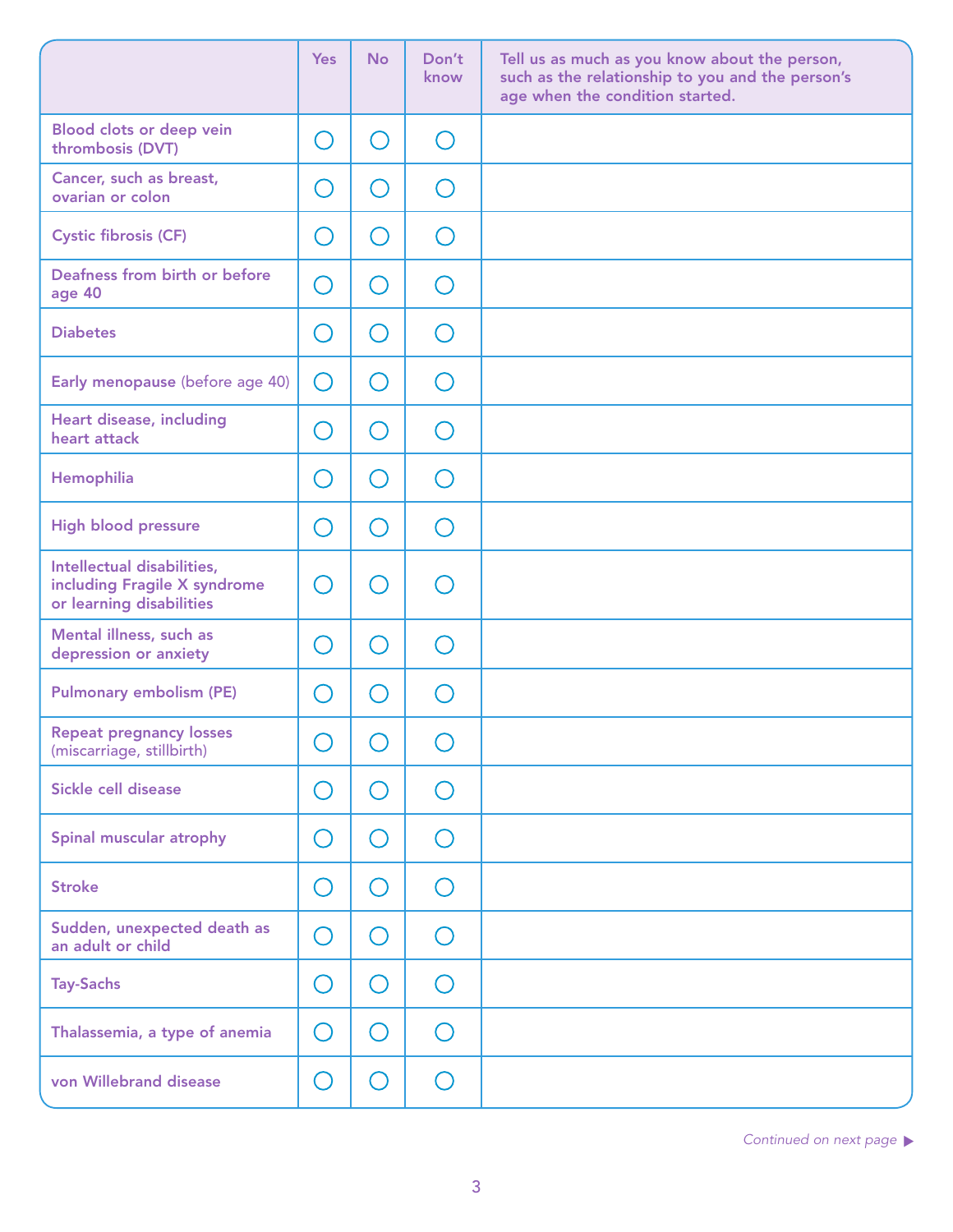| | Yes | No | Don't know | Tell us as much as you know about the person, such as the relationship to you and the person's age when the condition started. |
|---|---|---|---|---|
| Blood clots or deep vein thrombosis (DVT) | ◯ | ◯ | ◯ | |
| Cancer, such as breast, ovarian or colon | ◯ | ◯ | ◯ | |
| Cystic fibrosis (CF) | ◯ | ◯ | ◯ | |
| Deafness from birth or before age 40 | ◯ | ◯ | ◯ | |
| Diabetes | ◯ | ◯ | ◯ | |
| Early menopause (before age 40) | ◯ | ◯ | ◯ | |
| Heart disease, including heart attack | ◯ | ◯ | ◯ | |
| Hemophilia | ◯ | ◯ | ◯ | |
| High blood pressure | ◯ | ◯ | ◯ | |
| Intellectual disabilities, including Fragile X syndrome or learning disabilities | ◯ | ◯ | ◯ | |
| Mental illness, such as depression or anxiety | ◯ | ◯ | ◯ | |
| Pulmonary embolism (PE) | ◯ | ◯ | ◯ | |
| Repeat pregnancy losses (miscarriage, stillbirth) | ◯ | ◯ | ◯ | |
| Sickle cell disease | ◯ | ◯ | ◯ | |
| Spinal muscular atrophy | ◯ | ◯ | ◯ | |
| Stroke | ◯ | ◯ | ◯ | |
| Sudden, unexpected death as an adult or child | ◯ | ◯ | ◯ | |
| Tay-Sachs | ◯ | ◯ | ◯ | |
| Thalassemia, a type of anemia | ◯ | ◯ | ◯ | |
| von Willebrand disease | ◯ | ◯ | ◯ | |

*Continued on next page* ▶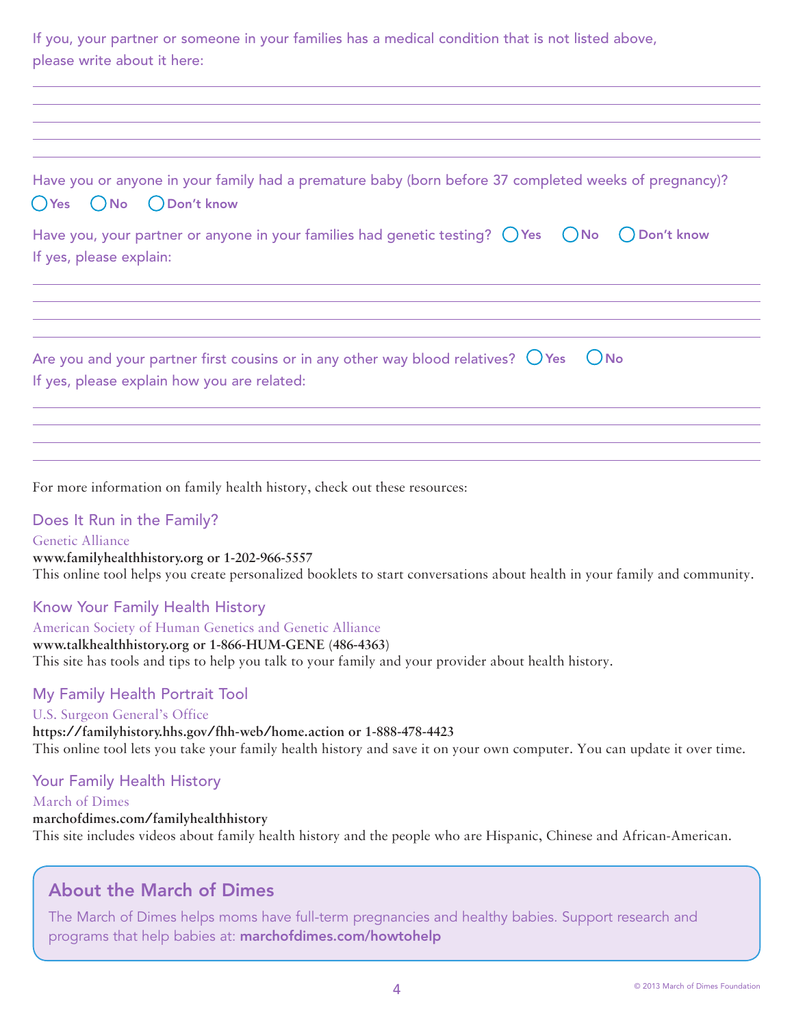If you, your partner or someone in your families has a medical condition that is not listed above, please write about it here:

Have you or anyone in your family had a premature baby (born before 37 completed weeks of pregnancy)?

◯ Yes ◯ No ◯ Don't know

Have you, your partner or anyone in your families had genetic testing? ◯ Yes ◯ No ◯ Don't know

If yes, please explain:

Are you and your partner first cousins or in any other way blood relatives? ◯ Yes ◯ No

If yes, please explain how you are related:

For more information on family health history, check out these resources:

### Does It Run in the Family?

Genetic Alliance

**www.familyhealthhistory.org or 1-202-966-5557**

This online tool helps you create personalized booklets to start conversations about health in your family and community.

### Know Your Family Health History

American Society of Human Genetics and Genetic Alliance

**www.talkhealthhistory.org or 1-866-HUM-GENE (486-4363)**

This site has tools and tips to help you talk to your family and your provider about health history.

### My Family Health Portrait Tool

U.S. Surgeon General's Office

**https://familyhistory.hhs.gov/fhh-web/home.action or 1-888-478-4423**

This online tool lets you take your family health history and save it on your own computer. You can update it over time.

### Your Family Health History

March of Dimes

**marchofdimes.com/familyhealthhistory**

This site includes videos about family health history and the people who are Hispanic, Chinese and African-American.

## About the March of Dimes

The March of Dimes helps moms have full-term pregnancies and healthy babies. Support research and programs that help babies at: **marchofdimes.com/howtohelp**

© 2013 March of Dimes Foundation